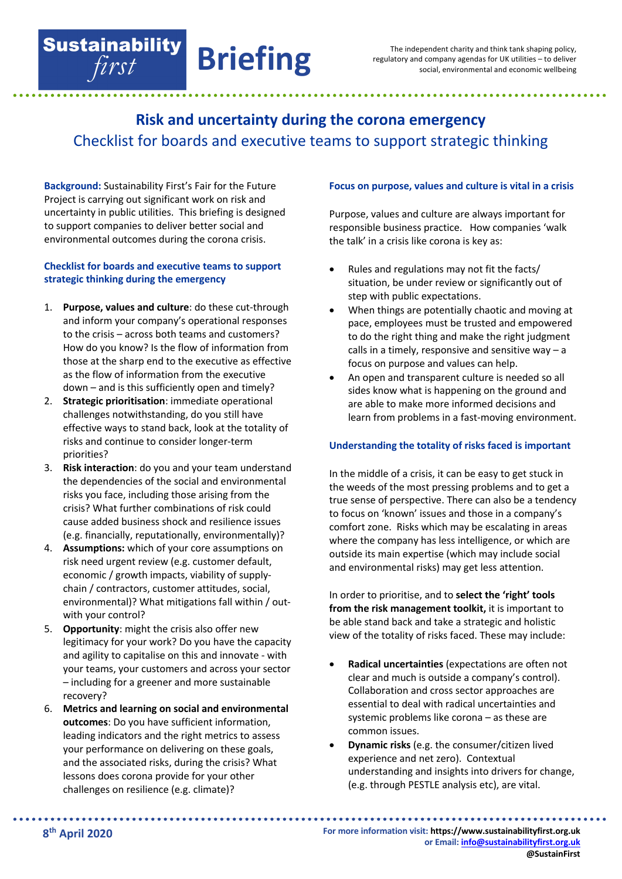# Sustainability first Briefing

The independent charity and think tank shaping policy, regulatory and company agendas for UK utilities – to deliver social, environmental and economic wellbeing

## Risk and uncertainty during the corona emergency

### Checklist for boards and executive teams to support strategic thinking

**Background:** Sustainability First's Fair for the Future Project is carrying out significant work on risk and uncertainty in public utilities. This briefing is designed to support companies to deliver better social and environmental outcomes during the corona crisis.

### Checklist for boards and executive teams to support strategic thinking during the emergency

1. **Purpose, values and culture**: do these cut-through and inform your company's operational responses to the crisis – across both teams and customers? How do you know? Is the flow of information from those at the sharp end to the executive as effective as the flow of information from the executive down – and is this sufficiently open and timely?
2. **Strategic prioritisation**: immediate operational challenges notwithstanding, do you still have effective ways to stand back, look at the totality of risks and continue to consider longer-term priorities?
3. **Risk interaction**: do you and your team understand the dependencies of the social and environmental risks you face, including those arising from the crisis? What further combinations of risk could cause added business shock and resilience issues (e.g. financially, reputationally, environmentally)?
4. **Assumptions:** which of your core assumptions on risk need urgent review (e.g. customer default, economic / growth impacts, viability of supply-chain / contractors, customer attitudes, social, environmental)? What mitigations fall within / out-with your control?
5. **Opportunity**: might the crisis also offer new legitimacy for your work? Do you have the capacity and agility to capitalise on this and innovate - with your teams, your customers and across your sector – including for a greener and more sustainable recovery?
6. **Metrics and learning on social and environmental outcomes**: Do you have sufficient information, leading indicators and the right metrics to assess your performance on delivering on these goals, and the associated risks, during the crisis? What lessons does corona provide for your other challenges on resilience (e.g. climate)?

### Focus on purpose, values and culture is vital in a crisis

Purpose, values and culture are always important for responsible business practice. How companies 'walk the talk' in a crisis like corona is key as:

- Rules and regulations may not fit the facts/ situation, be under review or significantly out of step with public expectations.
- When things are potentially chaotic and moving at pace, employees must be trusted and empowered to do the right thing and make the right judgment calls in a timely, responsive and sensitive way – a focus on purpose and values can help.
- An open and transparent culture is needed so all sides know what is happening on the ground and are able to make more informed decisions and learn from problems in a fast-moving environment.

### Understanding the totality of risks faced is important

In the middle of a crisis, it can be easy to get stuck in the weeds of the most pressing problems and to get a true sense of perspective. There can also be a tendency to focus on 'known' issues and those in a company's comfort zone. Risks which may be escalating in areas where the company has less intelligence, or which are outside its main expertise (which may include social and environmental risks) may get less attention.

In order to prioritise, and to **select the 'right' tools from the risk management toolkit,** it is important to be able stand back and take a strategic and holistic view of the totality of risks faced. These may include:

- **Radical uncertainties** (expectations are often not clear and much is outside a company's control). Collaboration and cross sector approaches are essential to deal with radical uncertainties and systemic problems like corona – as these are common issues.
- **Dynamic risks** (e.g. the consumer/citizen lived experience and net zero). Contextual understanding and insights into drivers for change, (e.g. through PESTLE analysis etc), are vital.

8th April 2020

For more information visit: https://www.sustainabilityfirst.org.uk
or Email: info@sustainabilityfirst.org.uk
@SustainFirst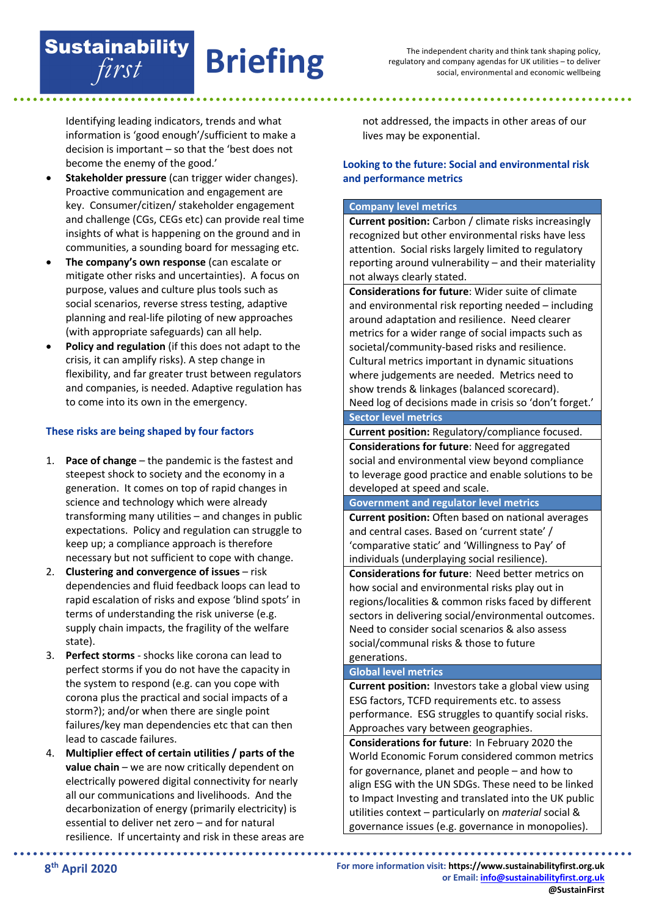Identifying leading indicators, trends and what information is 'good enough'/sufficient to make a decision is important – so that the 'best does not become the enemy of the good.'

- **Stakeholder pressure** (can trigger wider changes). Proactive communication and engagement are key. Consumer/citizen/ stakeholder engagement and challenge (CGs, CEGs etc) can provide real time insights of what is happening on the ground and in communities, a sounding board for messaging etc.
- **The company's own response** (can escalate or mitigate other risks and uncertainties). A focus on purpose, values and culture plus tools such as social scenarios, reverse stress testing, adaptive planning and real-life piloting of new approaches (with appropriate safeguards) can all help.
- **Policy and regulation** (if this does not adapt to the crisis, it can amplify risks). A step change in flexibility, and far greater trust between regulators and companies, is needed. Adaptive regulation has to come into its own in the emergency.

### These risks are being shaped by four factors

1. **Pace of change** – the pandemic is the fastest and steepest shock to society and the economy in a generation. It comes on top of rapid changes in science and technology which were already transforming many utilities – and changes in public expectations. Policy and regulation can struggle to keep up; a compliance approach is therefore necessary but not sufficient to cope with change.
2. **Clustering and convergence of issues** – risk dependencies and fluid feedback loops can lead to rapid escalation of risks and expose 'blind spots' in terms of understanding the risk universe (e.g. supply chain impacts, the fragility of the welfare state).
3. **Perfect storms** - shocks like corona can lead to perfect storms if you do not have the capacity in the system to respond (e.g. can you cope with corona plus the practical and social impacts of a storm?); and/or when there are single point failures/key man dependencies etc that can then lead to cascade failures.
4. **Multiplier effect of certain utilities / parts of the value chain** – we are now critically dependent on electrically powered digital connectivity for nearly all our communications and livelihoods. And the decarbonization of energy (primarily electricity) is essential to deliver net zero – and for natural resilience. If uncertainty and risk in these areas are not addressed, the impacts in other areas of our lives may be exponential.

### Looking to the future: Social and environmental risk and performance metrics

| Company level metrics |
|---|
| **Current position:** Carbon / climate risks increasingly recognized but other environmental risks have less attention. Social risks largely limited to regulatory reporting around vulnerability – and their materiality not always clearly stated. |
| **Considerations for future**: Wider suite of climate and environmental risk reporting needed – including around adaptation and resilience. Need clearer metrics for a wider range of social impacts such as societal/community-based risks and resilience. Cultural metrics important in dynamic situations where judgements are needed. Metrics need to show trends & linkages (balanced scorecard). Need log of decisions made in crisis so 'don't forget.' |
| **Sector level metrics** |
| **Current position:** Regulatory/compliance focused. |
| **Considerations for future**: Need for aggregated social and environmental view beyond compliance to leverage good practice and enable solutions to be developed at speed and scale. |
| **Government and regulator level metrics** |
| **Current position:** Often based on national averages and central cases. Based on 'current state' / 'comparative static' and 'Willingness to Pay' of individuals (underplaying social resilience). |
| **Considerations for future**: Need better metrics on how social and environmental risks play out in regions/localities & common risks faced by different sectors in delivering social/environmental outcomes. Need to consider social scenarios & also assess social/communal risks & those to future generations. |
| **Global level metrics** |
| **Current position:** Investors take a global view using ESG factors, TCFD requirements etc. to assess performance. ESG struggles to quantify social risks. Approaches vary between geographies. |
| **Considerations for future**: In February 2020 the World Economic Forum considered common metrics for governance, planet and people – and how to align ESG with the UN SDGs. These need to be linked to Impact Investing and translated into the UK public utilities context – particularly on *material* social & governance issues (e.g. governance in monopolies). |

8th April 2020

For more information visit: https://www.sustainabilityfirst.org.uk
or Email: info@sustainabilityfirst.org.uk
@SustainFirst